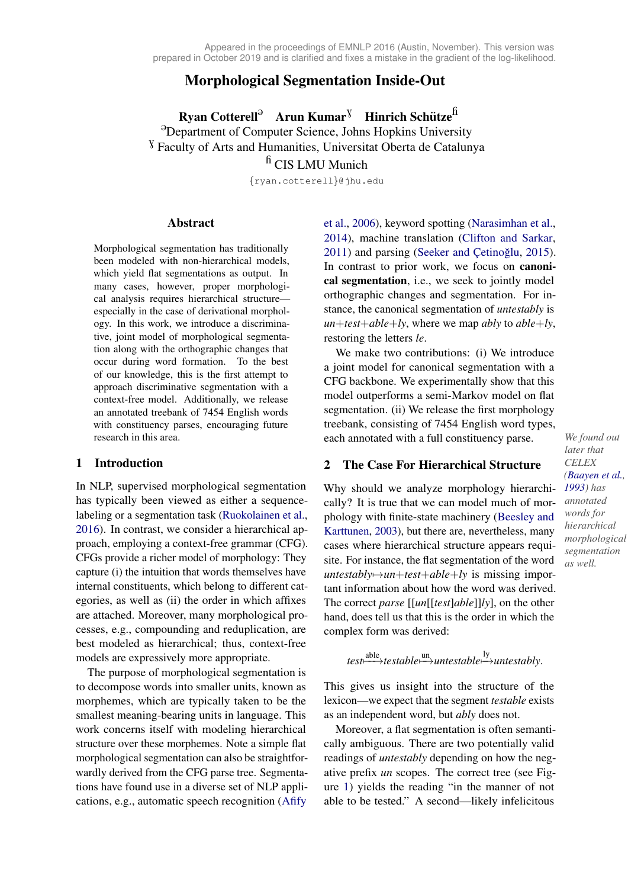Appeared in the proceedings of EMNLP 2016 (Austin, November). This version was prepared in October 2019 and is clarified and fixes a mistake in the gradient of the log-likelihood.

# Morphological Segmentation Inside-Out

**Ryan Cotterell**[ɘ] **Arun Kumar**[ʏ] **Hinrich Schütze**[ﬁ]

[ɘ]Department of Computer Science, Johns Hopkins University
[ʏ] Faculty of Arts and Humanities, Universitat Oberta de Catalunya
[ﬁ] CIS LMU Munich

{ryan.cotterell}@jhu.edu

## Abstract

Morphological segmentation has traditionally been modeled with non-hierarchical models, which yield flat segmentations as output. In many cases, however, proper morphological analysis requires hierarchical structure—especially in the case of derivational morphology. In this work, we introduce a discriminative, joint model of morphological segmentation along with the orthographic changes that occur during word formation. To the best of our knowledge, this is the first attempt to approach discriminative segmentation with a context-free model. Additionally, we release an annotated treebank of 7454 English words with constituency parses, encouraging future research in this area.

## 1 Introduction

In NLP, supervised morphological segmentation has typically been viewed as either a sequence-labeling or a segmentation task (Ruokolainen et al., 2016). In contrast, we consider a hierarchical approach, employing a context-free grammar (CFG). CFGs provide a richer model of morphology: They capture (i) the intuition that words themselves have internal constituents, which belong to different categories, as well as (ii) the order in which affixes are attached. Moreover, many morphological processes, e.g., compounding and reduplication, are best modeled as hierarchical; thus, context-free models are expressively more appropriate.

The purpose of morphological segmentation is to decompose words into smaller units, known as morphemes, which are typically taken to be the smallest meaning-bearing units in language. This work concerns itself with modeling hierarchical structure over these morphemes. Note a simple flat morphological segmentation can also be straightforwardly derived from the CFG parse tree. Segmentations have found use in a diverse set of NLP applications, e.g., automatic speech recognition (Afify et al., 2006), keyword spotting (Narasimhan et al., 2014), machine translation (Clifton and Sarkar, 2011) and parsing (Seeker and Çetinoğlu, 2015). In contrast to prior work, we focus on **canonical segmentation**, i.e., we seek to jointly model orthographic changes and segmentation. For instance, the canonical segmentation of *untestably* is *un+test+able+ly*, where we map *ably* to *able+ly*, restoring the letters *le*.

We make two contributions: (i) We introduce a joint model for canonical segmentation with a CFG backbone. We experimentally show that this model outperforms a semi-Markov model on flat segmentation. (ii) We release the first morphology treebank, consisting of 7454 English word types, each annotated with a full constituency parse.

*We found out later that CELEX (Baayen et al., 1993) has annotated words for hierarchical morphological segmentation as well.*

## 2 The Case For Hierarchical Structure

Why should we analyze morphology hierarchically? It is true that we can model much of morphology with finite-state machinery (Beesley and Karttunen, 2003), but there are, nevertheless, many cases where hierarchical structure appears requisite. For instance, the flat segmentation of the word *untestably*↦*un+test+able+ly* is missing important information about how the word was derived. The correct *parse* [[*un*[[*test*]*able*]]*ly*], on the other hand, does tell us that this is the order in which the complex form was derived:

$$\textit{test} \xmapsto{\text{able}} \textit{testable} \xmapsto{\text{un}} \textit{untestable} \xmapsto{\text{ly}} \textit{untestably}.$$

This gives us insight into the structure of the lexicon—we expect that the segment *testable* exists as an independent word, but *ably* does not.

Moreover, a flat segmentation is often semantically ambiguous. There are two potentially valid readings of *untestably* depending on how the negative prefix *un* scopes. The correct tree (see Figure 1) yields the reading "in the manner of not able to be tested." A second—likely infelicitous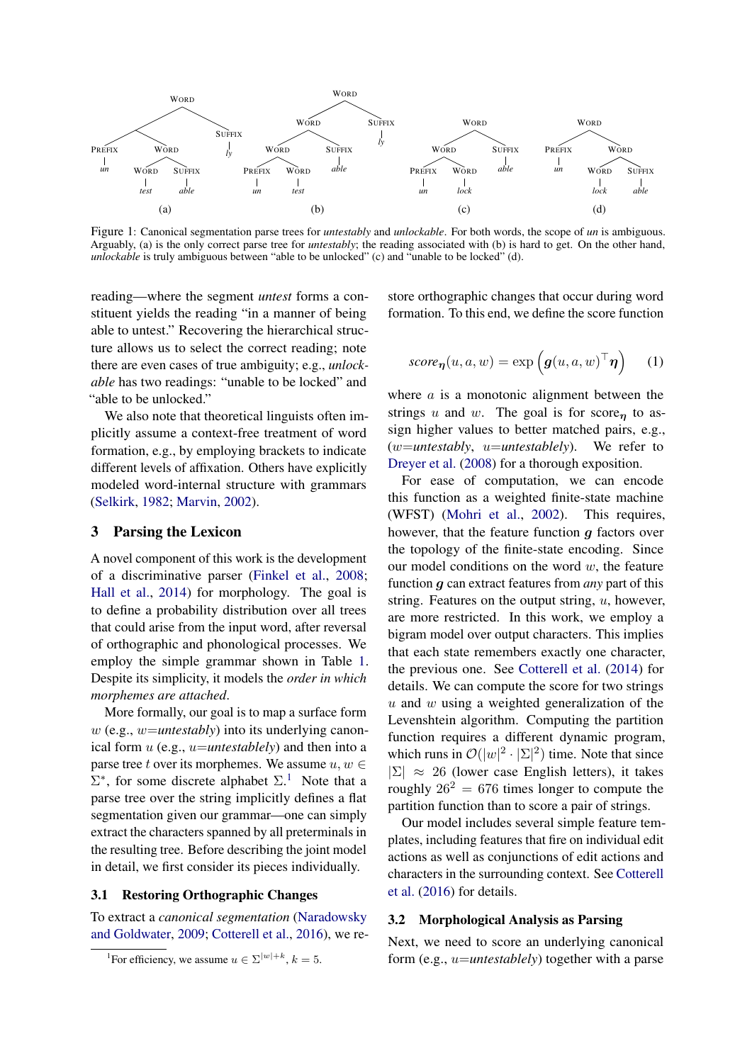Figure 1: Canonical segmentation parse trees for *untestably* and *unlockable*. For both words, the scope of *un* is ambiguous. Arguably, (a) is the only correct parse tree for *untestably*; the reading associated with (b) is hard to get. On the other hand, *unlockable* is truly ambiguous between "able to be unlocked" (c) and "unable to be locked" (d).

reading—where the segment *untest* forms a constituent yields the reading "in a manner of being able to untest." Recovering the hierarchical structure allows us to select the correct reading; note there are even cases of true ambiguity; e.g., *unlockable* has two readings: "unable to be locked" and "able to be unlocked."

We also note that theoretical linguists often implicitly assume a context-free treatment of word formation, e.g., by employing brackets to indicate different levels of affixation. Others have explicitly modeled word-internal structure with grammars (Selkirk, 1982; Marvin, 2002).

## 3 Parsing the Lexicon

A novel component of this work is the development of a discriminative parser (Finkel et al., 2008; Hall et al., 2014) for morphology. The goal is to define a probability distribution over all trees that could arise from the input word, after reversal of orthographic and phonological processes. We employ the simple grammar shown in Table 1. Despite its simplicity, it models the *order in which morphemes are attached*.

More formally, our goal is to map a surface form $w$ (e.g., $w$=*untestably*) into its underlying canonical form $u$ (e.g., $u$=*untestablely*) and then into a parse tree $t$ over its morphemes. We assume $u, w \in \Sigma^*$, for some discrete alphabet $\Sigma$.[1] Note that a parse tree over the string implicitly defines a flat segmentation given our grammar—one can simply extract the characters spanned by all preterminals in the resulting tree. Before describing the joint model in detail, we first consider its pieces individually.

### 3.1 Restoring Orthographic Changes

To extract a *canonical segmentation* (Naradowsky and Goldwater, 2009; Cotterell et al., 2016), we restore orthographic changes that occur during word formation. To this end, we define the score function

$$\mathit{score}_{\boldsymbol{\eta}}(u, a, w) = \exp\left(\boldsymbol{g}(u, a, w)^\top \boldsymbol{\eta}\right) \quad (1)$$

where $a$ is a monotonic alignment between the strings $u$ and $w$. The goal is for $\text{score}_{\boldsymbol{\eta}}$ to assign higher values to better matched pairs, e.g., ($w$=*untestably*, $u$=*untestablely*). We refer to Dreyer et al. (2008) for a thorough exposition.

For ease of computation, we can encode this function as a weighted finite-state machine (WFST) (Mohri et al., 2002). This requires, however, that the feature function $\boldsymbol{g}$ factors over the topology of the finite-state encoding. Since our model conditions on the word $w$, the feature function $\boldsymbol{g}$ can extract features from *any* part of this string. Features on the output string, $u$, however, are more restricted. In this work, we employ a bigram model over output characters. This implies that each state remembers exactly one character, the previous one. See Cotterell et al. (2014) for details. We can compute the score for two strings $u$ and $w$ using a weighted generalization of the Levenshtein algorithm. Computing the partition function requires a different dynamic program, which runs in $\mathcal{O}(|w|^2 \cdot |\Sigma|^2)$ time. Note that since $|\Sigma| \approx 26$ (lower case English letters), it takes roughly $26^2 = 676$ times longer to compute the partition function than to score a pair of strings.

Our model includes several simple feature templates, including features that fire on individual edit actions as well as conjunctions of edit actions and characters in the surrounding context. See Cotterell et al. (2016) for details.

### 3.2 Morphological Analysis as Parsing

Next, we need to score an underlying canonical form (e.g., $u$=*untestablely*) together with a parse

[1] For efficiency, we assume $u \in \Sigma^{|w|+k}$, $k = 5$.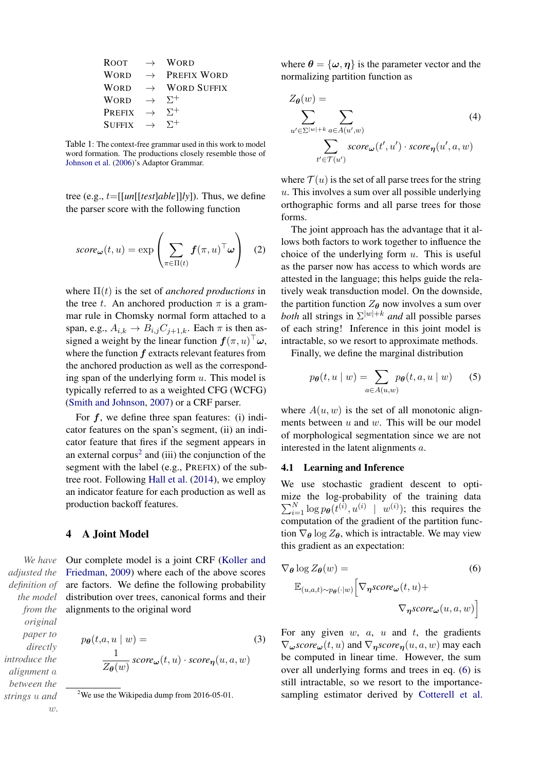| | | |
|---|---|---|
| ROOT | $\rightarrow$ | WORD |
| WORD | $\rightarrow$ | PREFIX WORD |
| WORD | $\rightarrow$ | WORD SUFFIX |
| WORD | $\rightarrow$ | $\Sigma^+$ |
| PREFIX | $\rightarrow$ | $\Sigma^+$ |
| SUFFIX | $\rightarrow$ | $\Sigma^+$ |

Table 1: The context-free grammar used in this work to model word formation. The productions closely resemble those of Johnson et al. (2006)'s Adaptor Grammar.

tree (e.g., $t$=[[*un*[[*test*]*able*]]*ly*]). Thus, we define the parser score with the following function

$$score_{\boldsymbol{\omega}}(t, u) = \exp\left(\sum_{\pi \in \Pi(t)} \boldsymbol{f}(\pi, u)^\top \boldsymbol{\omega}\right) \quad (2)$$

where $\Pi(t)$ is the set of *anchored productions* in the tree $t$. An anchored production $\pi$ is a grammar rule in Chomsky normal form attached to a span, e.g., $A_{i,k} \rightarrow B_{i,j} C_{j+1,k}$. Each $\pi$ is then assigned a weight by the linear function $\boldsymbol{f}(\pi, u)^\top \boldsymbol{\omega}$, where the function $\boldsymbol{f}$ extracts relevant features from the anchored production as well as the corresponding span of the underlying form $u$. This model is typically referred to as a weighted CFG (WCFG) (Smith and Johnson, 2007) or a CRF parser.

For $\boldsymbol{f}$, we define three span features: (i) indicator features on the span's segment, (ii) an indicator feature that fires if the segment appears in an external corpus[2] and (iii) the conjunction of the segment with the label (e.g., PREFIX) of the subtree root. Following Hall et al. (2014), we employ an indicator feature for each production as well as production backoff features.

## 4 A Joint Model

*We have adjusted the definition of the model from the original paper to directly introduce the alignment $a$ between the strings $u$ and $w$.*

Our complete model is a joint CRF (Koller and Friedman, 2009) where each of the above scores are factors. We define the following probability distribution over trees, canonical forms and their alignments to the original word

$$p_{\boldsymbol{\theta}}(t, a, u \mid w) = \frac{1}{Z_{\boldsymbol{\theta}}(w)} score_{\boldsymbol{\omega}}(t, u) \cdot score_{\boldsymbol{\eta}}(u, a, w) \quad (3)$$

[2] We use the Wikipedia dump from 2016-05-01.

where $\boldsymbol{\theta} = \{\boldsymbol{\omega}, \boldsymbol{\eta}\}$ is the parameter vector and the normalizing partition function as

$$Z_{\boldsymbol{\theta}}(w) = \sum_{u' \in \Sigma^{|w|+k}} \sum_{a \in A(u', w)} \sum_{t' \in \mathcal{T}(u')} score_{\boldsymbol{\omega}}(t', u') \cdot score_{\boldsymbol{\eta}}(u', a, w) \quad (4)$$

where $\mathcal{T}(u)$ is the set of all parse trees for the string $u$. This involves a sum over all possible underlying orthographic forms and all parse trees for those forms.

The joint approach has the advantage that it allows both factors to work together to influence the choice of the underlying form $u$. This is useful as the parser now has access to which words are attested in the language; this helps guide the relatively weak transduction model. On the downside, the partition function $Z_{\boldsymbol{\theta}}$ now involves a sum over *both* all strings in $\Sigma^{|w|+k}$ *and* all possible parses of each string! Inference in this joint model is intractable, so we resort to approximate methods.

Finally, we define the marginal distribution

$$p_{\boldsymbol{\theta}}(t, u \mid w) = \sum_{a \in A(u,w)} p_{\boldsymbol{\theta}}(t, a, u \mid w) \quad (5)$$

where $A(u, w)$ is the set of all monotonic alignments between $u$ and $w$. This will be our model of morphological segmentation since we are not interested in the latent alignments $a$.

### 4.1 Learning and Inference

We use stochastic gradient descent to optimize the log-probability of the training data $\sum_{i=1}^{N} \log p_{\boldsymbol{\theta}}(t^{(i)}, u^{(i)} \mid w^{(i)})$; this requires the computation of the gradient of the partition function $\nabla_{\boldsymbol{\theta}} \log Z_{\boldsymbol{\theta}}$, which is intractable. We may view this gradient as an expectation:

$$\nabla_{\boldsymbol{\theta}} \log Z_{\boldsymbol{\theta}}(w) = \mathbb{E}_{(u,a,t) \sim p_{\boldsymbol{\theta}}(\cdot \mid w)} \Big[ \nabla_{\boldsymbol{\eta}} score_{\boldsymbol{\omega}}(t, u) + \nabla_{\boldsymbol{\eta}} score_{\boldsymbol{\omega}}(u, a, w) \Big] \quad (6)$$

For any given $w$, $a$, $u$ and $t$, the gradients $\nabla_{\boldsymbol{\omega}} score_{\boldsymbol{\omega}}(t, u)$ and $\nabla_{\boldsymbol{\eta}} score_{\boldsymbol{\eta}}(u, a, w)$ may each be computed in linear time. However, the sum over all underlying forms and trees in eq. (6) is still intractable, so we resort to the importance-sampling estimator derived by Cotterell et al.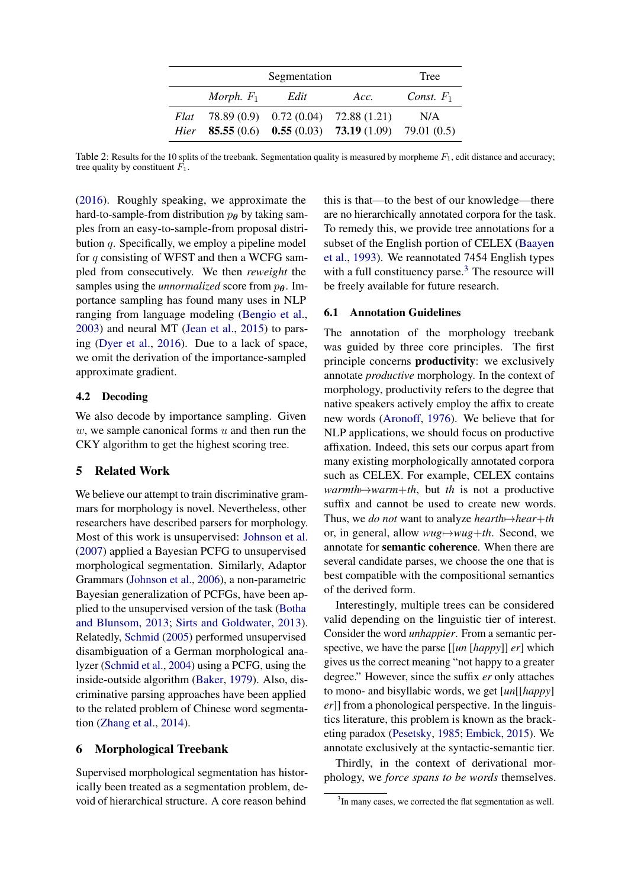| | Segmentation | | | Tree |
|---|---|---|---|---|
| | *Morph.* $F_1$ | *Edit* | *Acc.* | *Const.* $F_1$ |
| *Flat* | 78.89 (0.9) | 0.72 (0.04) | 72.88 (1.21) | N/A |
| *Hier* | **85.55** (0.6) | **0.55** (0.03) | **73.19** (1.09) | 79.01 (0.5) |

Table 2: Results for the 10 splits of the treebank. Segmentation quality is measured by morpheme $F_1$, edit distance and accuracy; tree quality by constituent $F_1$.

(2016). Roughly speaking, we approximate the hard-to-sample-from distribution $p_{\boldsymbol{\theta}}$ by taking samples from an easy-to-sample-from proposal distribution $q$. Specifically, we employ a pipeline model for $q$ consisting of WFST and then a WCFG sampled from consecutively. We then *reweight* the samples using the *unnormalized* score from $p_{\boldsymbol{\theta}}$. Importance sampling has found many uses in NLP ranging from language modeling (Bengio et al., 2003) and neural MT (Jean et al., 2015) to parsing (Dyer et al., 2016). Due to a lack of space, we omit the derivation of the importance-sampled approximate gradient.

### 4.2 Decoding

We also decode by importance sampling. Given $w$, we sample canonical forms $u$ and then run the CKY algorithm to get the highest scoring tree.

## 5 Related Work

We believe our attempt to train discriminative grammars for morphology is novel. Nevertheless, other researchers have described parsers for morphology. Most of this work is unsupervised: Johnson et al. (2007) applied a Bayesian PCFG to unsupervised morphological segmentation. Similarly, Adaptor Grammars (Johnson et al., 2006), a non-parametric Bayesian generalization of PCFGs, have been applied to the unsupervised version of the task (Botha and Blunsom, 2013; Sirts and Goldwater, 2013). Relatedly, Schmid (2005) performed unsupervised disambiguation of a German morphological analyzer (Schmid et al., 2004) using a PCFG, using the inside-outside algorithm (Baker, 1979). Also, discriminative parsing approaches have been applied to the related problem of Chinese word segmentation (Zhang et al., 2014).

## 6 Morphological Treebank

Supervised morphological segmentation has historically been treated as a segmentation problem, devoid of hierarchical structure. A core reason behind this is that—to the best of our knowledge—there are no hierarchically annotated corpora for the task. To remedy this, we provide tree annotations for a subset of the English portion of CELEX (Baayen et al., 1993). We reannotated 7454 English types with a full constituency parse.[3] The resource will be freely available for future research.

### 6.1 Annotation Guidelines

The annotation of the morphology treebank was guided by three core principles. The first principle concerns **productivity**: we exclusively annotate *productive* morphology. In the context of morphology, productivity refers to the degree that native speakers actively employ the affix to create new words (Aronoff, 1976). We believe that for NLP applications, we should focus on productive affixation. Indeed, this sets our corpus apart from many existing morphologically annotated corpora such as CELEX. For example, CELEX contains *warmth*↦*warm*+*th*, but *th* is not a productive suffix and cannot be used to create new words. Thus, we *do not* want to analyze *hearth*↦*hear*+*th* or, in general, allow *wug*↦*wug*+*th*. Second, we annotate for **semantic coherence**. When there are several candidate parses, we choose the one that is best compatible with the compositional semantics of the derived form.

Interestingly, multiple trees can be considered valid depending on the linguistic tier of interest. Consider the word *unhappier*. From a semantic perspective, we have the parse [[*un* [*happy*]] *er*] which gives us the correct meaning "not happy to a greater degree." However, since the suffix *er* only attaches to mono- and bisyllabic words, we get [*un*[[*happy*] *er*]] from a phonological perspective. In the linguistics literature, this problem is known as the bracketing paradox (Pesetsky, 1985; Embick, 2015). We annotate exclusively at the syntactic-semantic tier.

Thirdly, in the context of derivational morphology, we *force spans to be words* themselves.

[3] In many cases, we corrected the flat segmentation as well.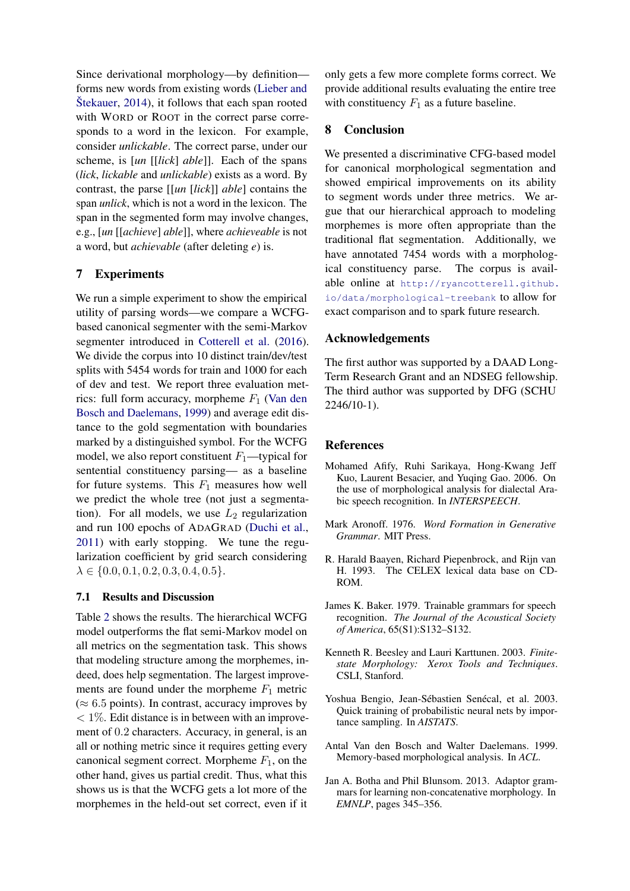Since derivational morphology—by definition—forms new words from existing words (Lieber and Štekauer, 2014), it follows that each span rooted with WORD or ROOT in the correct parse corresponds to a word in the lexicon. For example, consider *unlickable*. The correct parse, under our scheme, is [*un* [[*lick*] *able*]]. Each of the spans (*lick*, *lickable* and *unlickable*) exists as a word. By contrast, the parse [[*un* [*lick*]] *able*] contains the span *unlick*, which is not a word in the lexicon. The span in the segmented form may involve changes, e.g., [*un* [[*achieve*] *able*]], where *achieveable* is not a word, but *achievable* (after deleting *e*) is.

## 7 Experiments

We run a simple experiment to show the empirical utility of parsing words—we compare a WCFG-based canonical segmenter with the semi-Markov segmenter introduced in Cotterell et al. (2016). We divide the corpus into 10 distinct train/dev/test splits with 5454 words for train and 1000 for each of dev and test. We report three evaluation metrics: full form accuracy, morpheme $F_1$ (Van den Bosch and Daelemans, 1999) and average edit distance to the gold segmentation with boundaries marked by a distinguished symbol. For the WCFG model, we also report constituent $F_1$—typical for sentential constituency parsing— as a baseline for future systems. This $F_1$ measures how well we predict the whole tree (not just a segmentation). For all models, we use $L_2$ regularization and run 100 epochs of ADAGRAD (Duchi et al., 2011) with early stopping. We tune the regularization coefficient by grid search considering $\lambda \in \{0.0, 0.1, 0.2, 0.3, 0.4, 0.5\}$.

### 7.1 Results and Discussion

Table 2 shows the results. The hierarchical WCFG model outperforms the flat semi-Markov model on all metrics on the segmentation task. This shows that modeling structure among the morphemes, indeed, does help segmentation. The largest improvements are found under the morpheme $F_1$ metric ($\approx 6.5$ points). In contrast, accuracy improves by $< 1\%$. Edit distance is in between with an improvement of $0.2$ characters. Accuracy, in general, is an all or nothing metric since it requires getting every canonical segment correct. Morpheme $F_1$, on the other hand, gives us partial credit. Thus, what this shows us is that the WCFG gets a lot more of the morphemes in the held-out set correct, even if it only gets a few more complete forms correct. We provide additional results evaluating the entire tree with constituency $F_1$ as a future baseline.

## 8 Conclusion

We presented a discriminative CFG-based model for canonical morphological segmentation and showed empirical improvements on its ability to segment words under three metrics. We argue that our hierarchical approach to modeling morphemes is more often appropriate than the traditional flat segmentation. Additionally, we have annotated 7454 words with a morphological constituency parse. The corpus is available online at http://ryancotterell.github.io/data/morphological-treebank to allow for exact comparison and to spark future research.

## Acknowledgements

The first author was supported by a DAAD Long-Term Research Grant and an NDSEG fellowship. The third author was supported by DFG (SCHU 2246/10-1).

## References

Mohamed Afify, Ruhi Sarikaya, Hong-Kwang Jeff Kuo, Laurent Besacier, and Yuqing Gao. 2006. On the use of morphological analysis for dialectal Arabic speech recognition. In *INTERSPEECH*.

Mark Aronoff. 1976. *Word Formation in Generative Grammar*. MIT Press.

R. Harald Baayen, Richard Piepenbrock, and Rijn van H. 1993. The CELEX lexical data base on CD-ROM.

James K. Baker. 1979. Trainable grammars for speech recognition. *The Journal of the Acoustical Society of America*, 65(S1):S132–S132.

Kenneth R. Beesley and Lauri Karttunen. 2003. *Finite-state Morphology: Xerox Tools and Techniques*. CSLI, Stanford.

Yoshua Bengio, Jean-Sébastien Senécal, et al. 2003. Quick training of probabilistic neural nets by importance sampling. In *AISTATS*.

Antal Van den Bosch and Walter Daelemans. 1999. Memory-based morphological analysis. In *ACL*.

Jan A. Botha and Phil Blunsom. 2013. Adaptor grammars for learning non-concatenative morphology. In *EMNLP*, pages 345–356.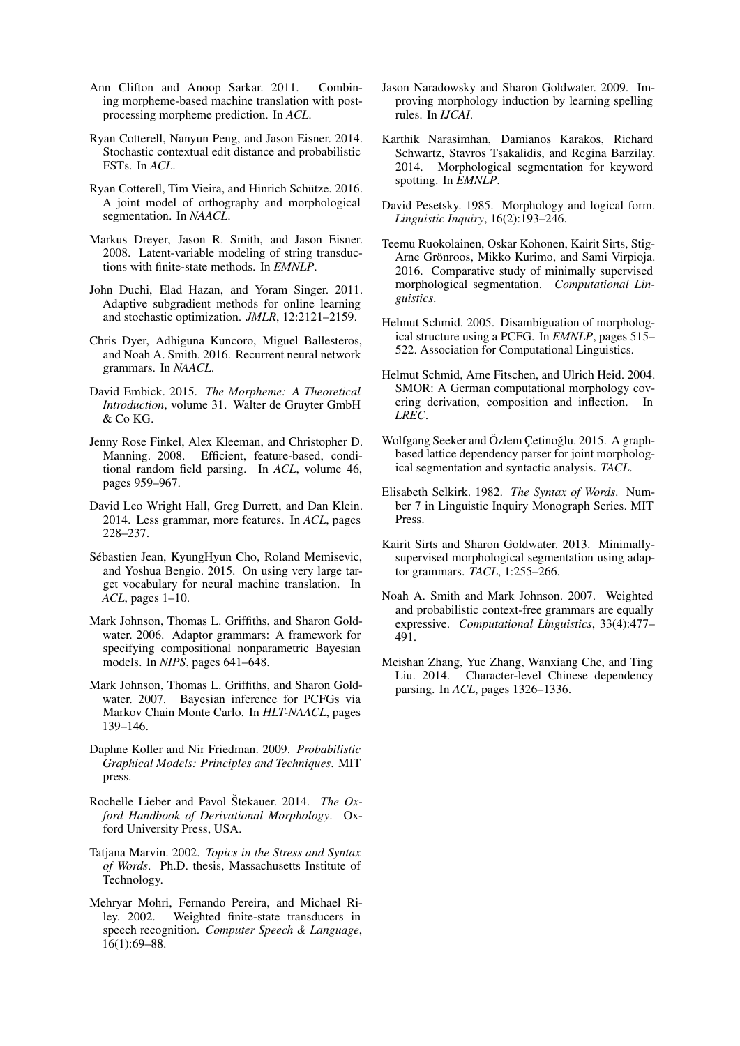Ann Clifton and Anoop Sarkar. 2011. Combining morpheme-based machine translation with post-processing morpheme prediction. In *ACL*.

Ryan Cotterell, Nanyun Peng, and Jason Eisner. 2014. Stochastic contextual edit distance and probabilistic FSTs. In *ACL*.

Ryan Cotterell, Tim Vieira, and Hinrich Schütze. 2016. A joint model of orthography and morphological segmentation. In *NAACL*.

Markus Dreyer, Jason R. Smith, and Jason Eisner. 2008. Latent-variable modeling of string transductions with finite-state methods. In *EMNLP*.

John Duchi, Elad Hazan, and Yoram Singer. 2011. Adaptive subgradient methods for online learning and stochastic optimization. *JMLR*, 12:2121–2159.

Chris Dyer, Adhiguna Kuncoro, Miguel Ballesteros, and Noah A. Smith. 2016. Recurrent neural network grammars. In *NAACL*.

David Embick. 2015. *The Morpheme: A Theoretical Introduction*, volume 31. Walter de Gruyter GmbH & Co KG.

Jenny Rose Finkel, Alex Kleeman, and Christopher D. Manning. 2008. Efficient, feature-based, conditional random field parsing. In *ACL*, volume 46, pages 959–967.

David Leo Wright Hall, Greg Durrett, and Dan Klein. 2014. Less grammar, more features. In *ACL*, pages 228–237.

Sébastien Jean, KyungHyun Cho, Roland Memisevic, and Yoshua Bengio. 2015. On using very large target vocabulary for neural machine translation. In *ACL*, pages 1–10.

Mark Johnson, Thomas L. Griffiths, and Sharon Goldwater. 2006. Adaptor grammars: A framework for specifying compositional nonparametric Bayesian models. In *NIPS*, pages 641–648.

Mark Johnson, Thomas L. Griffiths, and Sharon Goldwater. 2007. Bayesian inference for PCFGs via Markov Chain Monte Carlo. In *HLT-NAACL*, pages 139–146.

Daphne Koller and Nir Friedman. 2009. *Probabilistic Graphical Models: Principles and Techniques*. MIT press.

Rochelle Lieber and Pavol Štekauer. 2014. *The Oxford Handbook of Derivational Morphology*. Oxford University Press, USA.

Tatjana Marvin. 2002. *Topics in the Stress and Syntax of Words*. Ph.D. thesis, Massachusetts Institute of Technology.

Mehryar Mohri, Fernando Pereira, and Michael Riley. 2002. Weighted finite-state transducers in speech recognition. *Computer Speech & Language*, 16(1):69–88.

Jason Naradowsky and Sharon Goldwater. 2009. Improving morphology induction by learning spelling rules. In *IJCAI*.

Karthik Narasimhan, Damianos Karakos, Richard Schwartz, Stavros Tsakalidis, and Regina Barzilay. 2014. Morphological segmentation for keyword spotting. In *EMNLP*.

David Pesetsky. 1985. Morphology and logical form. *Linguistic Inquiry*, 16(2):193–246.

Teemu Ruokolainen, Oskar Kohonen, Kairit Sirts, Stig-Arne Grönroos, Mikko Kurimo, and Sami Virpioja. 2016. Comparative study of minimally supervised morphological segmentation. *Computational Linguistics*.

Helmut Schmid. 2005. Disambiguation of morphological structure using a PCFG. In *EMNLP*, pages 515–522. Association for Computational Linguistics.

Helmut Schmid, Arne Fitschen, and Ulrich Heid. 2004. SMOR: A German computational morphology covering derivation, composition and inflection. In *LREC*.

Wolfgang Seeker and Özlem Çetinoğlu. 2015. A graph-based lattice dependency parser for joint morphological segmentation and syntactic analysis. *TACL*.

Elisabeth Selkirk. 1982. *The Syntax of Words*. Number 7 in Linguistic Inquiry Monograph Series. MIT Press.

Kairit Sirts and Sharon Goldwater. 2013. Minimally-supervised morphological segmentation using adaptor grammars. *TACL*, 1:255–266.

Noah A. Smith and Mark Johnson. 2007. Weighted and probabilistic context-free grammars are equally expressive. *Computational Linguistics*, 33(4):477–491.

Meishan Zhang, Yue Zhang, Wanxiang Che, and Ting Liu. 2014. Character-level Chinese dependency parsing. In *ACL*, pages 1326–1336.